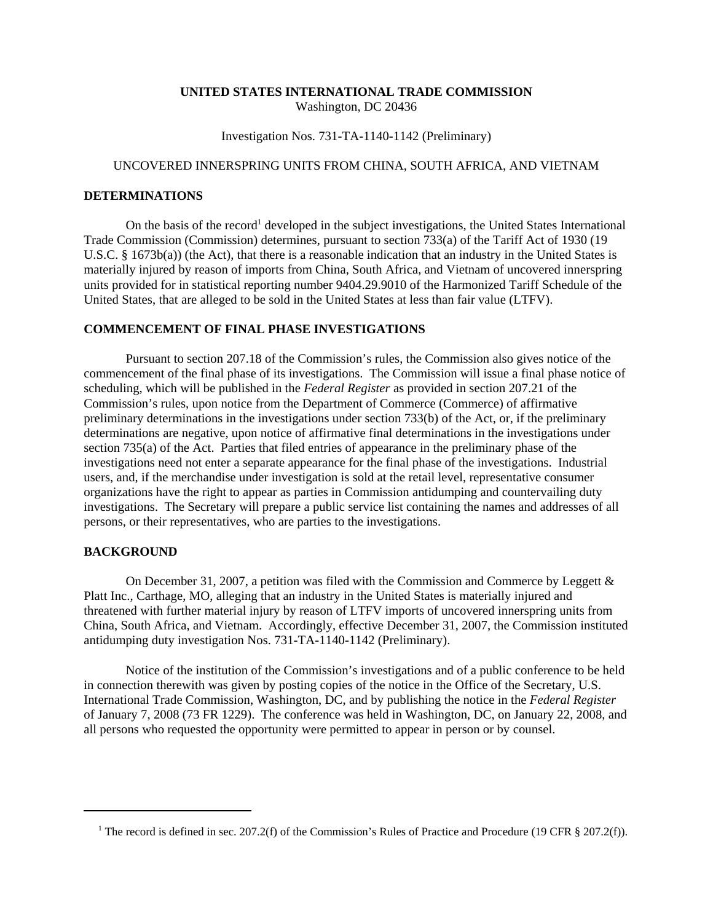**UNITED STATES INTERNATIONAL TRADE COMMISSION**
Washington, DC 20436

Investigation Nos. 731-TA-1140-1142 (Preliminary)

UNCOVERED INNERSPRING UNITS FROM CHINA, SOUTH AFRICA, AND VIETNAM

## DETERMINATIONS

On the basis of the record[1] developed in the subject investigations, the United States International Trade Commission (Commission) determines, pursuant to section 733(a) of the Tariff Act of 1930 (19 U.S.C. § 1673b(a)) (the Act), that there is a reasonable indication that an industry in the United States is materially injured by reason of imports from China, South Africa, and Vietnam of uncovered innerspring units provided for in statistical reporting number 9404.29.9010 of the Harmonized Tariff Schedule of the United States, that are alleged to be sold in the United States at less than fair value (LTFV).

## COMMENCEMENT OF FINAL PHASE INVESTIGATIONS

Pursuant to section 207.18 of the Commission's rules, the Commission also gives notice of the commencement of the final phase of its investigations. The Commission will issue a final phase notice of scheduling, which will be published in the *Federal Register* as provided in section 207.21 of the Commission's rules, upon notice from the Department of Commerce (Commerce) of affirmative preliminary determinations in the investigations under section 733(b) of the Act, or, if the preliminary determinations are negative, upon notice of affirmative final determinations in the investigations under section 735(a) of the Act. Parties that filed entries of appearance in the preliminary phase of the investigations need not enter a separate appearance for the final phase of the investigations. Industrial users, and, if the merchandise under investigation is sold at the retail level, representative consumer organizations have the right to appear as parties in Commission antidumping and countervailing duty investigations. The Secretary will prepare a public service list containing the names and addresses of all persons, or their representatives, who are parties to the investigations.

## BACKGROUND

On December 31, 2007, a petition was filed with the Commission and Commerce by Leggett & Platt Inc., Carthage, MO, alleging that an industry in the United States is materially injured and threatened with further material injury by reason of LTFV imports of uncovered innerspring units from China, South Africa, and Vietnam. Accordingly, effective December 31, 2007, the Commission instituted antidumping duty investigation Nos. 731-TA-1140-1142 (Preliminary).

Notice of the institution of the Commission's investigations and of a public conference to be held in connection therewith was given by posting copies of the notice in the Office of the Secretary, U.S. International Trade Commission, Washington, DC, and by publishing the notice in the *Federal Register* of January 7, 2008 (73 FR 1229). The conference was held in Washington, DC, on January 22, 2008, and all persons who requested the opportunity were permitted to appear in person or by counsel.

---

[1] The record is defined in sec. 207.2(f) of the Commission's Rules of Practice and Procedure (19 CFR § 207.2(f)).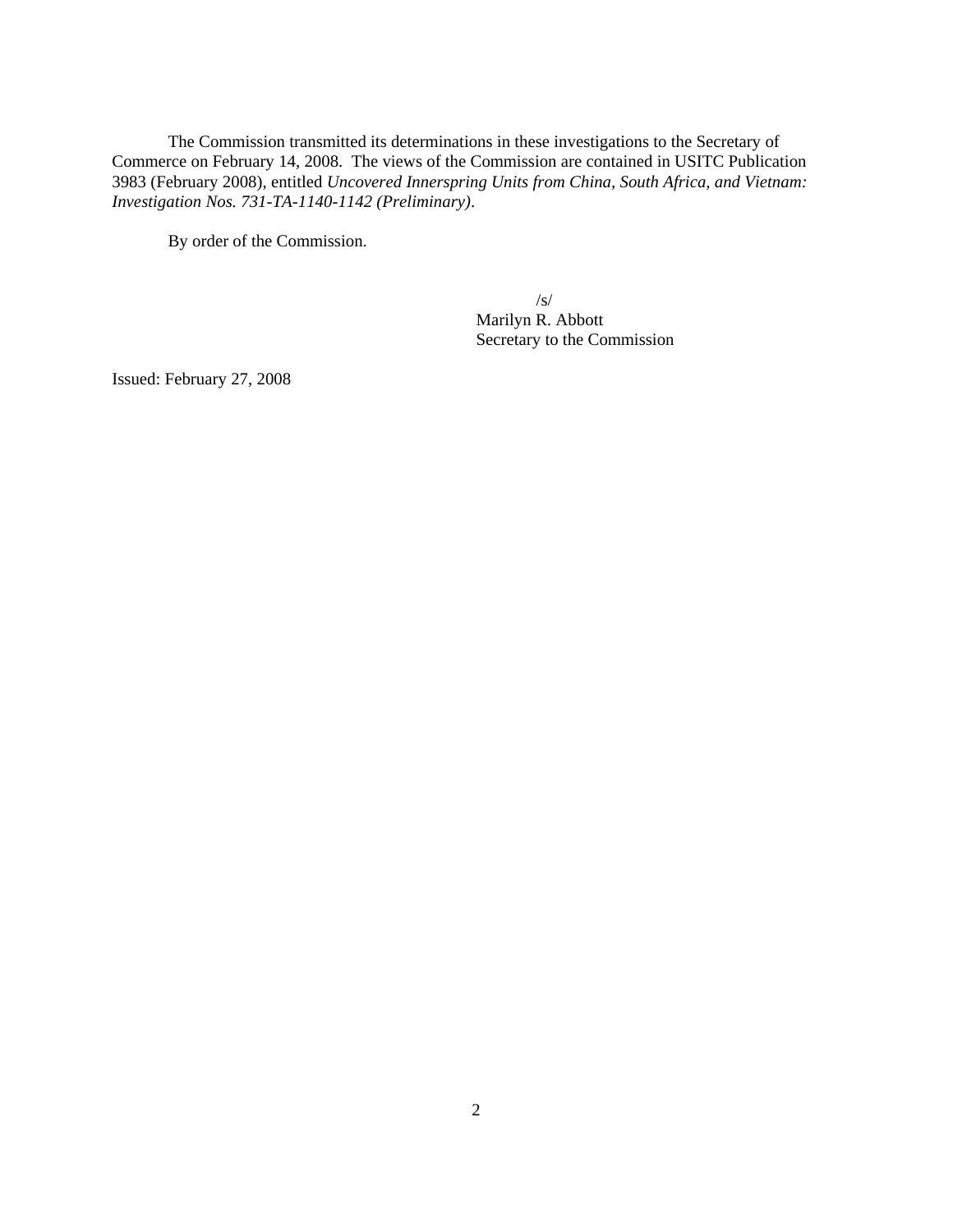The Commission transmitted its determinations in these investigations to the Secretary of Commerce on February 14, 2008. The views of the Commission are contained in USITC Publication 3983 (February 2008), entitled *Uncovered Innerspring Units from China, South Africa, and Vietnam: Investigation Nos. 731-TA-1140-1142 (Preliminary)*.

By order of the Commission.

/s/
Marilyn R. Abbott
Secretary to the Commission

Issued: February 27, 2008